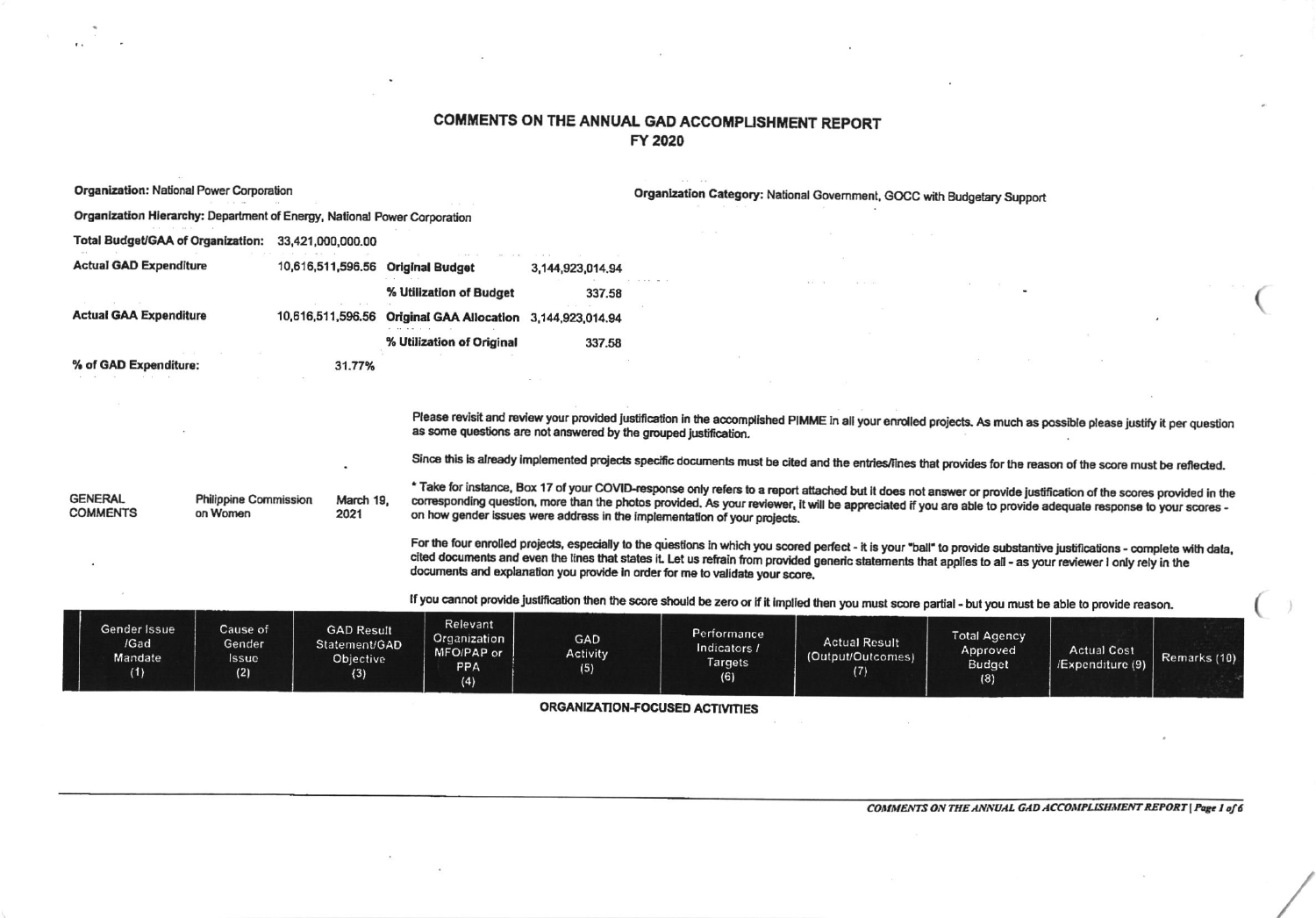# COMMENTS ON THE ANNUAL GAD ACCOMPLISHMENT REPORT
## FY 2020

**Organization:** National Power Corporation

**Organization Category:** National Government, GOCC with Budgetary Support

**Organization Hierarchy:** Department of Energy, National Power Corporation

**Total Budget/GAA of Organization:** 33,421,000,000.00

| | | | |
|---|---|---|---|
| **Actual GAD Expenditure** | 10,616,511,596.56 | **Original Budget** | 3,144,923,014.94 |
| | | **% Utilization of Budget** | 337.58 |
| **Actual GAA Expenditure** | 10,616,511,596.56 | **Original GAA Allocation** | 3,144,923,014.94 |
| | | **% Utilization of Original** | 337.58 |
| **% of GAD Expenditure:** | 31.77% | | |

| | | | |
|---|---|---|---|
| GENERAL COMMENTS | Philippine Commission on Women | March 19, 2021 | Please revisit and review your provided justification in the accomplished PIMME in all your enrolled projects. As much as possible please justify it per question as some questions are not answered by the grouped justification.<br><br>Since this is already implemented projects specific documents must be cited and the entries/lines that provides for the reason of the score must be reflected.<br><br>* Take for instance, Box 17 of your COVID-response only refers to a report attached but it does not answer or provide justification of the scores provided in the corresponding question, more than the photos provided. As your reviewer, it will be appreciated if you are able to provide adequate response to your scores - on how gender issues were address in the implementation of your projects.<br><br>For the four enrolled projects, especially to the questions in which you scored perfect - it is your "ball" to provide substantive justifications - complete with data, cited documents and even the lines that states it. Let us refrain from provided generic statements that applies to all - as your reviewer I only rely in the documents and explanation you provide in order for me to validate your score.<br><br>If you cannot provide justification then the score should be zero or if it implied then you must score partial - but you must be able to provide reason. |

| Gender Issue /Gad Mandate (1) | Cause of Gender Issue (2) | GAD Result Statement/GAD Objective (3) | Relevant Organization MFO/PAP or PPA (4) | GAD Activity (5) | Performance Indicators / Targets (6) | Actual Result (Output/Outcomes) (7) | Total Agency Approved Budget (8) | Actual Cost /Expenditure (9) | Remarks (10) |
|---|---|---|---|---|---|---|---|---|---|
| **ORGANIZATION-FOCUSED ACTIVITIES** | | | | | | | | | |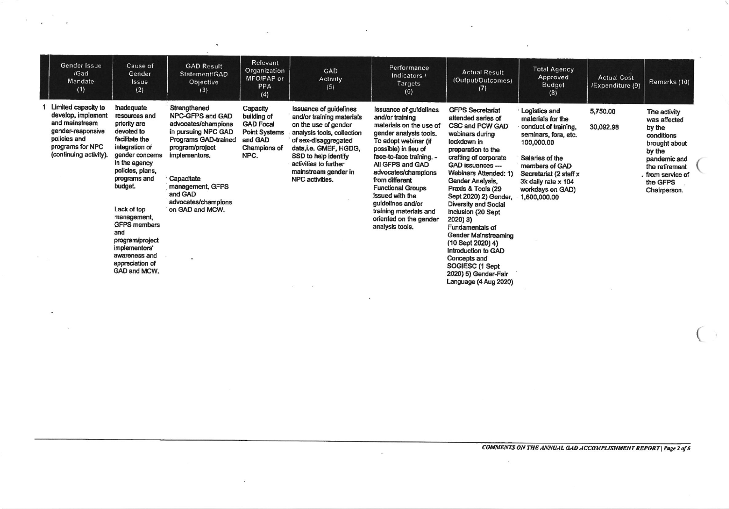| | Gender Issue /Gad Mandate (1) | Cause of Gender Issue (2) | GAD Result Statement/GAD Objective (3) | Relevant Organization MFO/PAP or PPA (4) | GAD Activity (5) | Performance Indicators / Targets (6) | Actual Result (Output/Outcomes) (7) | Total Agency Approved Budget (8) | Actual Cost /Expenditure (9) | Remarks (10) |
|---|---|---|---|---|---|---|---|---|---|---|
| 1 | Limited capacity to develop, implement and mainstream gender-responsive policies and programs for NPC (continuing activity). | Inadequate resources and priority are devoted to facilitate the integration of gender concerns in the agency policies, plans, programs and budget.<br><br>Lack of top management, GFPS members and program/project implementors' awareness and appreciation of GAD and MCW. | Strengthened NPC-GFPS and GAD advocates/champions in pursuing NPC GAD Programs GAD-trained program/project implementors.<br><br>Capacitate management, GFPS and GAD advocates/champions on GAD and MCW. | Capacity building of GAD Focal Point Systems and GAD Champions of NPC. | Issuance of guidelines and/or training materials on the use of gender analysis tools, collection of sex-disaggregated data,i.e. GMEF, HGDG, SSD to help identify activities to further mainstream gender in NPC activities. | Issuance of guidelines and/or training materials on the use of gender analysis tools. To adopt webinar (if possible) in lieu of face-to-face training. - All GFPS and GAD advocates/champions from different Functional Groups issued with the guidelines and/or training materials and oriented on the gender analysis tools. | GFPS Secretariat attended series of CSC and PCW GAD webinars during lockdown in preparation to the crafting of corporate GAD issuances — Webinars Attended: 1) Gender Analysis, Praxis & Tools (29 Sept 2020) 2) Gender, Diversity and Social Inclusion (20 Sept 2020) 3) Fundamentals of Gender Mainstreaming (10 Sept 2020) 4) Introduction to GAD Concepts and SOGIESC (1 Sept 2020) 5) Gender-Fair Language (4 Aug 2020) | Logistics and materials for the conduct of training, seminars, fora, etc. 100,000.00<br><br>Salaries of the members of GAD Secretariat (2 staff x 3k daily rate x 104 workdays on GAD) 1,600,000.00 | 5,750.00<br><br>30,092.98 | The activity was affected by the conditions brought about by the pandemic and the retirement from service of the GFPS Chairperson. |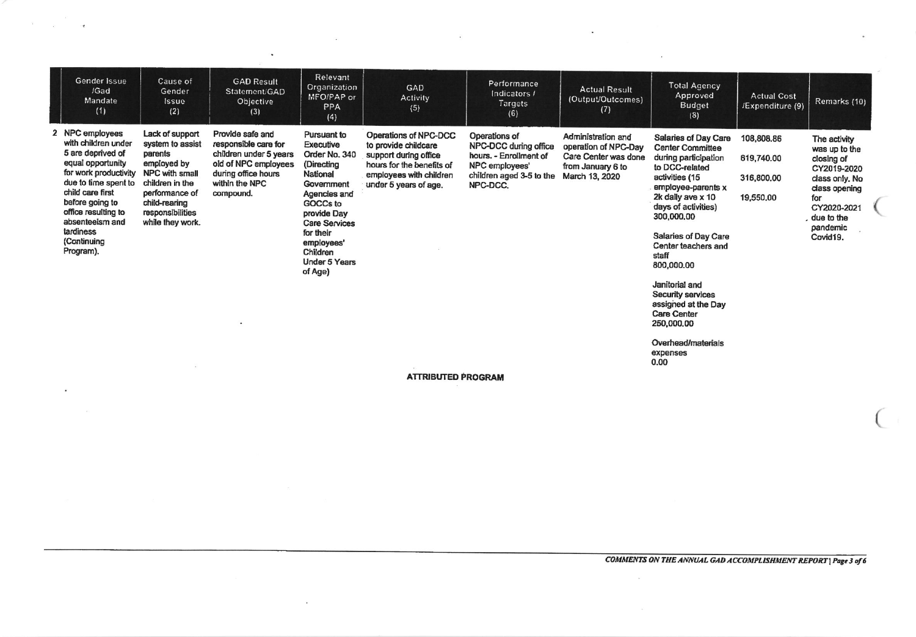| | Gender Issue /Gad Mandate (1) | Cause of Gender Issue (2) | GAD Result Statement/GAD Objective (3) | Relevant Organization MFO/PAP or PPA (4) | GAD Activity (5) | Performance Indicators / Targets (6) | Actual Result (Output/Outcomes) (7) | Total Agency Approved Budget (8) | Actual Cost /Expenditure (9) | Remarks (10) |
|---|---|---|---|---|---|---|---|---|---|---|
| 2 | NPC employees with children under 5 are deprived of equal opportunity for work productivity due to time spent to child care first before going to office resulting to absenteeism and tardiness (Continuing Program). | Lack of support system to assist parents employed by NPC with small children in the performance of child-rearing responsibilities while they work. | Provide safe and responsible care for children under 5 years old of NPC employees during office hours within the NPC compound. | Pursuant to Executive Order No. 340 (Directing National Government Agencies and GOCCs to provide Day Care Services for their employees' Children Under 5 Years of Age) | Operations of NPC-DCC to provide childcare support during office hours for the benefits of employees with children under 5 years of age. | Operations of NPC-DCC during office hours. - Enrollment of NPC employees' children aged 3-5 to the NPC-DCC. | Administration and operation of NPC-Day Care Center was done from January 6 to March 13, 2020 | Salaries of Day Care Center Committee during participation to DCC-related activities (15 employee-parents x 2k daily ave x 10 days of activities) 300,000.00<br><br>Salaries of Day Care Center teachers and staff 800,000.00<br><br>Janitorial and Security services assigned at the Day Care Center 250,000.00<br><br>Overhead/materials expenses 0.00 | 108,808.86<br><br>619,740.00<br><br>316,800.00<br><br>19,550.00 | The activity was up to the closing of CY2019-2020 class only. No class opening for CY2020-2021 due to the pandemic Covid19. |

**ATTRIBUTED PROGRAM**